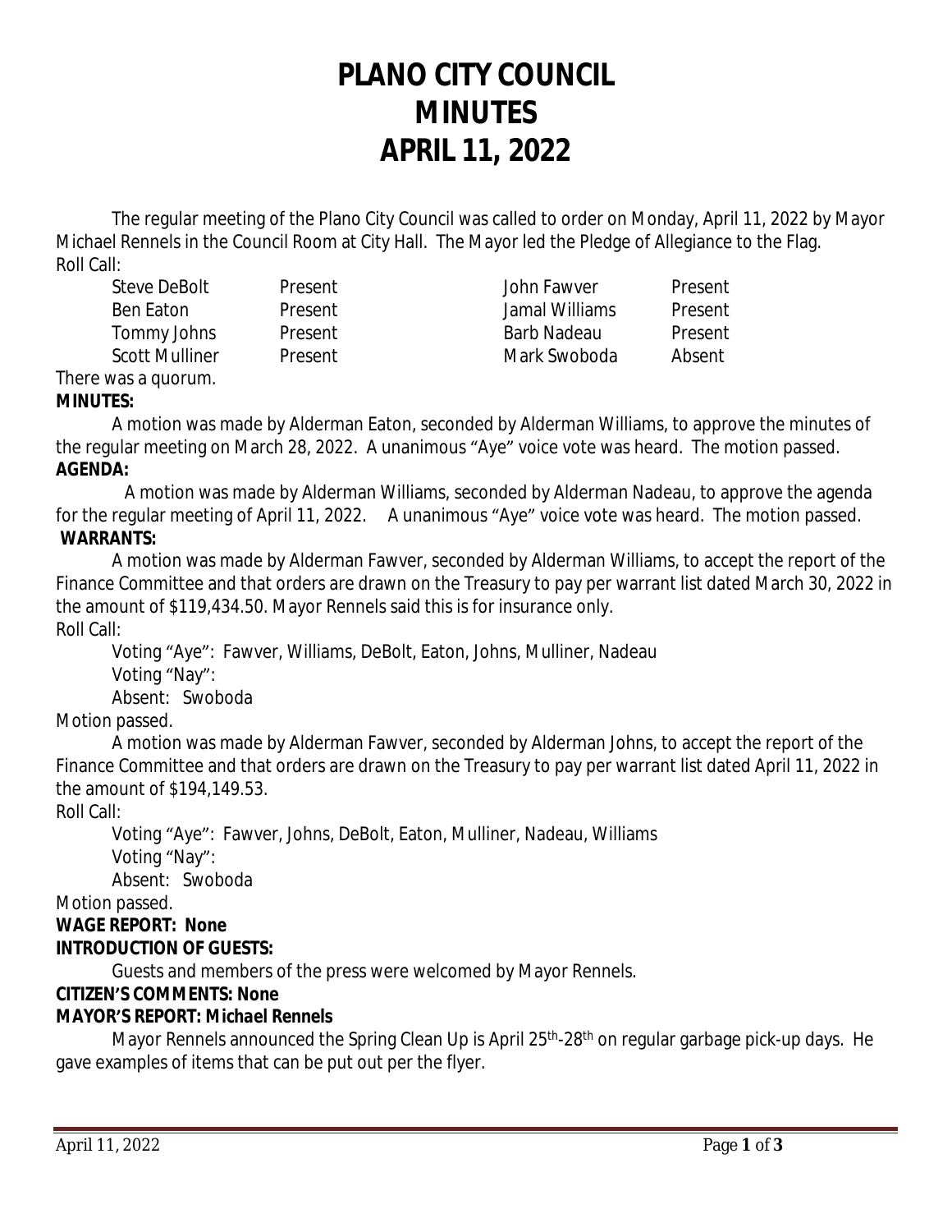# PLANO CITY COUNCIL
# MINUTES
# APRIL 11, 2022

The regular meeting of the Plano City Council was called to order on Monday, April 11, 2022 by Mayor Michael Rennels in the Council Room at City Hall. The Mayor led the Pledge of Allegiance to the Flag.

Roll Call:

| | | | |
|---|---|---|---|
| Steve DeBolt | Present | John Fawver | Present |
| Ben Eaton | Present | Jamal Williams | Present |
| Tommy Johns | Present | Barb Nadeau | Present |
| Scott Mulliner | Present | Mark Swoboda | Absent |

There was a quorum.

**MINUTES:**

A motion was made by Alderman Eaton, seconded by Alderman Williams, to approve the minutes of the regular meeting on March 28, 2022. A unanimous "Aye" voice vote was heard. The motion passed.

**AGENDA:**

A motion was made by Alderman Williams, seconded by Alderman Nadeau, to approve the agenda for the regular meeting of April 11, 2022. A unanimous "Aye" voice vote was heard. The motion passed.

**WARRANTS:**

A motion was made by Alderman Fawver, seconded by Alderman Williams, to accept the report of the Finance Committee and that orders are drawn on the Treasury to pay per warrant list dated March 30, 2022 in the amount of $119,434.50. Mayor Rennels said this is for insurance only.

Roll Call:

Voting "Aye": Fawver, Williams, DeBolt, Eaton, Johns, Mulliner, Nadeau

Voting "Nay":

Absent: Swoboda

Motion passed.

A motion was made by Alderman Fawver, seconded by Alderman Johns, to accept the report of the Finance Committee and that orders are drawn on the Treasury to pay per warrant list dated April 11, 2022 in the amount of $194,149.53.

Roll Call:

Voting "Aye": Fawver, Johns, DeBolt, Eaton, Mulliner, Nadeau, Williams

Voting "Nay":

Absent: Swoboda

Motion passed.

**WAGE REPORT: None**

**INTRODUCTION OF GUESTS:**

Guests and members of the press were welcomed by Mayor Rennels.

**CITIZEN'S COMMENTS: None**

**MAYOR'S REPORT: Michael Rennels**

Mayor Rennels announced the Spring Clean Up is April 25th-28th on regular garbage pick-up days. He gave examples of items that can be put out per the flyer.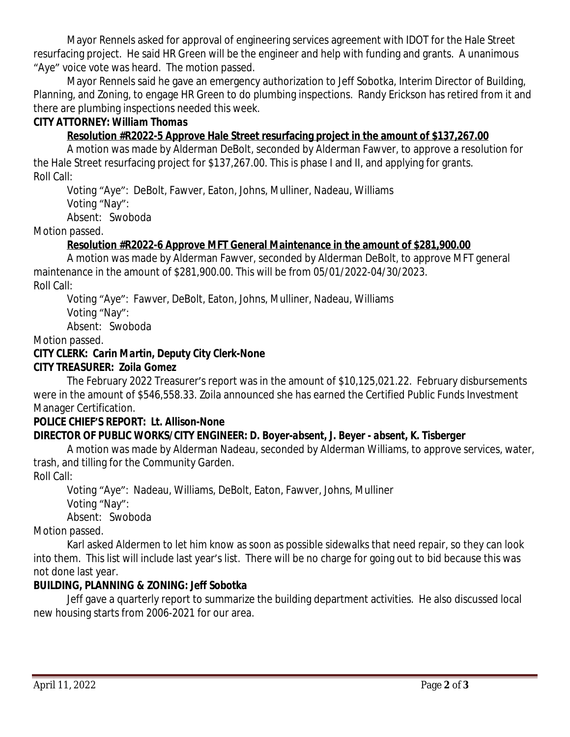Mayor Rennels asked for approval of engineering services agreement with IDOT for the Hale Street resurfacing project. He said HR Green will be the engineer and help with funding and grants. A unanimous "Aye" voice vote was heard. The motion passed.

Mayor Rennels said he gave an emergency authorization to Jeff Sobotka, Interim Director of Building, Planning, and Zoning, to engage HR Green to do plumbing inspections. Randy Erickson has retired from it and there are plumbing inspections needed this week.

**CITY ATTORNEY: *William Thomas***

**Resolution #R2022-5 Approve Hale Street resurfacing project in the amount of $137,267.00**

A motion was made by Alderman DeBolt, seconded by Alderman Fawver, to approve a resolution for the Hale Street resurfacing project for $137,267.00. This is phase I and II, and applying for grants.

Roll Call:

Voting "Aye": DeBolt, Fawver, Eaton, Johns, Mulliner, Nadeau, Williams
Voting "Nay":
Absent: Swoboda

Motion passed.

**Resolution #R2022-6 Approve MFT General Maintenance in the amount of $281,900.00**

A motion was made by Alderman Fawver, seconded by Alderman DeBolt, to approve MFT general maintenance in the amount of $281,900.00. This will be from 05/01/2022-04/30/2023.

Roll Call:

Voting "Aye": Fawver, DeBolt, Eaton, Johns, Mulliner, Nadeau, Williams
Voting "Nay":
Absent: Swoboda

Motion passed.

**CITY CLERK: *Carin Martin, Deputy City Clerk*-None**

**CITY TREASURER: *Zoila Gomez***

The February 2022 Treasurer's report was in the amount of $10,125,021.22. February disbursements were in the amount of $546,558.33. Zoila announced she has earned the Certified Public Funds Investment Manager Certification.

**POLICE CHIEF'S REPORT: *Lt. Allison*-None**

**DIRECTOR OF PUBLIC WORKS/CITY ENGINEER: *D. Boyer-absent, J. Beyer - absent, K. Tisberger***

A motion was made by Alderman Nadeau, seconded by Alderman Williams, to approve services, water, trash, and tilling for the Community Garden.

Roll Call:

Voting "Aye": Nadeau, Williams, DeBolt, Eaton, Fawver, Johns, Mulliner
Voting "Nay":
Absent: Swoboda

Motion passed.

Karl asked Aldermen to let him know as soon as possible sidewalks that need repair, so they can look into them. This list will include last year's list. There will be no charge for going out to bid because this was not done last year.

**BUILDING, PLANNING & ZONING: *Jeff Sobotka***

Jeff gave a quarterly report to summarize the building department activities. He also discussed local new housing starts from 2006-2021 for our area.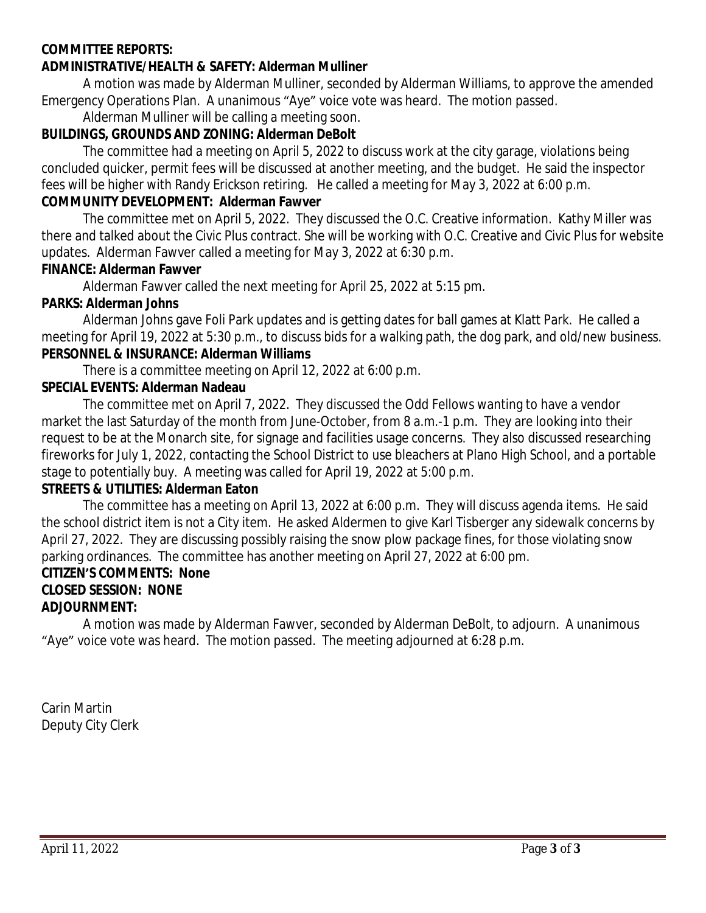**COMMITTEE REPORTS:**

**ADMINISTRATIVE/HEALTH & SAFETY: Alderman Mulliner**

A motion was made by Alderman Mulliner, seconded by Alderman Williams, to approve the amended Emergency Operations Plan. A unanimous "Aye" voice vote was heard. The motion passed.

Alderman Mulliner will be calling a meeting soon.

**BUILDINGS, GROUNDS AND ZONING: Alderman DeBolt**

The committee had a meeting on April 5, 2022 to discuss work at the city garage, violations being concluded quicker, permit fees will be discussed at another meeting, and the budget. He said the inspector fees will be higher with Randy Erickson retiring. He called a meeting for May 3, 2022 at 6:00 p.m.

**COMMUNITY DEVELOPMENT: Alderman Fawver**

The committee met on April 5, 2022. They discussed the O.C. Creative information. Kathy Miller was there and talked about the Civic Plus contract. She will be working with O.C. Creative and Civic Plus for website updates. Alderman Fawver called a meeting for May 3, 2022 at 6:30 p.m.

**FINANCE: Alderman Fawver**

Alderman Fawver called the next meeting for April 25, 2022 at 5:15 pm.

**PARKS: Alderman Johns**

Alderman Johns gave Foli Park updates and is getting dates for ball games at Klatt Park. He called a meeting for April 19, 2022 at 5:30 p.m., to discuss bids for a walking path, the dog park, and old/new business.

**PERSONNEL & INSURANCE: Alderman Williams**

There is a committee meeting on April 12, 2022 at 6:00 p.m.

**SPECIAL EVENTS: Alderman Nadeau**

The committee met on April 7, 2022. They discussed the Odd Fellows wanting to have a vendor market the last Saturday of the month from June-October, from 8 a.m.-1 p.m. They are looking into their request to be at the Monarch site, for signage and facilities usage concerns. They also discussed researching fireworks for July 1, 2022, contacting the School District to use bleachers at Plano High School, and a portable stage to potentially buy. A meeting was called for April 19, 2022 at 5:00 p.m.

**STREETS & UTILITIES: Alderman Eaton**

The committee has a meeting on April 13, 2022 at 6:00 p.m. They will discuss agenda items. He said the school district item is not a City item. He asked Aldermen to give Karl Tisberger any sidewalk concerns by April 27, 2022. They are discussing possibly raising the snow plow package fines, for those violating snow parking ordinances. The committee has another meeting on April 27, 2022 at 6:00 pm.

**CITIZEN'S COMMENTS: None**

**CLOSED SESSION: NONE**

**ADJOURNMENT:**

A motion was made by Alderman Fawver, seconded by Alderman DeBolt, to adjourn. A unanimous "Aye" voice vote was heard. The motion passed. The meeting adjourned at 6:28 p.m.

Carin Martin
Deputy City Clerk